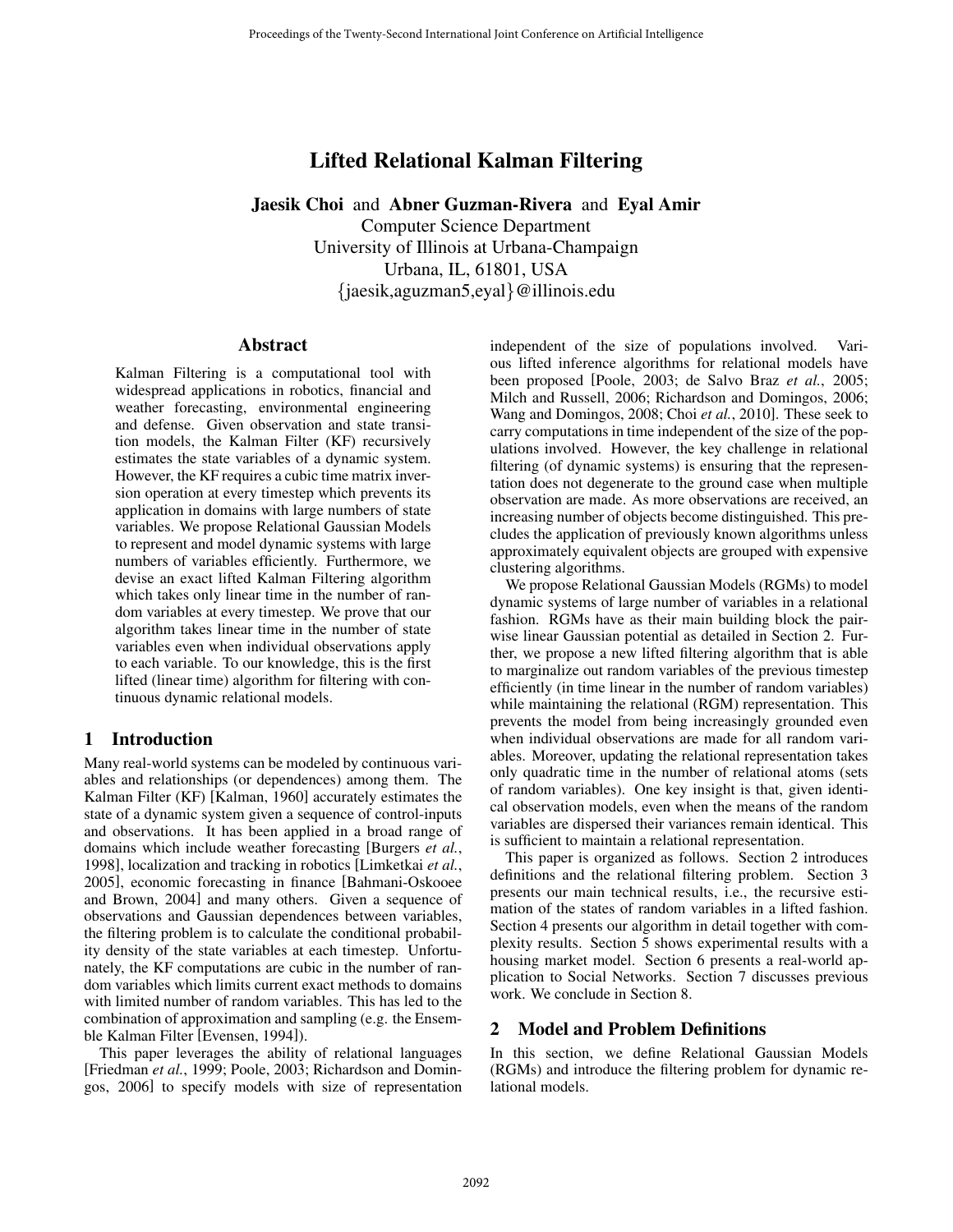# Lifted Relational Kalman Filtering

**Jaesik Choi** and **Abner Guzman-Rivera** and **Eyal Amir**
Computer Science Department
University of Illinois at Urbana-Champaign
Urbana, IL, 61801, USA
{jaesik,aguzman5,eyal}@illinois.edu

## Abstract

Kalman Filtering is a computational tool with widespread applications in robotics, financial and weather forecasting, environmental engineering and defense. Given observation and state transition models, the Kalman Filter (KF) recursively estimates the state variables of a dynamic system. However, the KF requires a cubic time matrix inversion operation at every timestep which prevents its application in domains with large numbers of state variables. We propose Relational Gaussian Models to represent and model dynamic systems with large numbers of variables efficiently. Furthermore, we devise an exact lifted Kalman Filtering algorithm which takes only linear time in the number of random variables at every timestep. We prove that our algorithm takes linear time in the number of state variables even when individual observations apply to each variable. To our knowledge, this is the first lifted (linear time) algorithm for filtering with continuous dynamic relational models.

## 1 Introduction

Many real-world systems can be modeled by continuous variables and relationships (or dependences) among them. The Kalman Filter (KF) [Kalman, 1960] accurately estimates the state of a dynamic system given a sequence of control-inputs and observations. It has been applied in a broad range of domains which include weather forecasting [Burgers *et al.*, 1998], localization and tracking in robotics [Limketkai *et al.*, 2005], economic forecasting in finance [Bahmani-Oskooee and Brown, 2004] and many others. Given a sequence of observations and Gaussian dependences between variables, the filtering problem is to calculate the conditional probability density of the state variables at each timestep. Unfortunately, the KF computations are cubic in the number of random variables which limits current exact methods to domains with limited number of random variables. This has led to the combination of approximation and sampling (e.g. the Ensemble Kalman Filter [Evensen, 1994]).

This paper leverages the ability of relational languages [Friedman *et al.*, 1999; Poole, 2003; Richardson and Domingos, 2006] to specify models with size of representation independent of the size of populations involved. Various lifted inference algorithms for relational models have been proposed [Poole, 2003; de Salvo Braz *et al.*, 2005; Milch and Russell, 2006; Richardson and Domingos, 2006; Wang and Domingos, 2008; Choi *et al.*, 2010]. These seek to carry computations in time independent of the size of the populations involved. However, the key challenge in relational filtering (of dynamic systems) is ensuring that the representation does not degenerate to the ground case when multiple observation are made. As more observations are received, an increasing number of objects become distinguished. This precludes the application of previously known algorithms unless approximately equivalent objects are grouped with expensive clustering algorithms.

We propose Relational Gaussian Models (RGMs) to model dynamic systems of large number of variables in a relational fashion. RGMs have as their main building block the pairwise linear Gaussian potential as detailed in Section 2. Further, we propose a new lifted filtering algorithm that is able to marginalize out random variables of the previous timestep efficiently (in time linear in the number of random variables) while maintaining the relational (RGM) representation. This prevents the model from being increasingly grounded even when individual observations are made for all random variables. Moreover, updating the relational representation takes only quadratic time in the number of relational atoms (sets of random variables). One key insight is that, given identical observation models, even when the means of the random variables are dispersed their variances remain identical. This is sufficient to maintain a relational representation.

This paper is organized as follows. Section 2 introduces definitions and the relational filtering problem. Section 3 presents our main technical results, i.e., the recursive estimation of the states of random variables in a lifted fashion. Section 4 presents our algorithm in detail together with complexity results. Section 5 shows experimental results with a housing market model. Section 6 presents a real-world application to Social Networks. Section 7 discusses previous work. We conclude in Section 8.

## 2 Model and Problem Definitions

In this section, we define Relational Gaussian Models (RGMs) and introduce the filtering problem for dynamic relational models.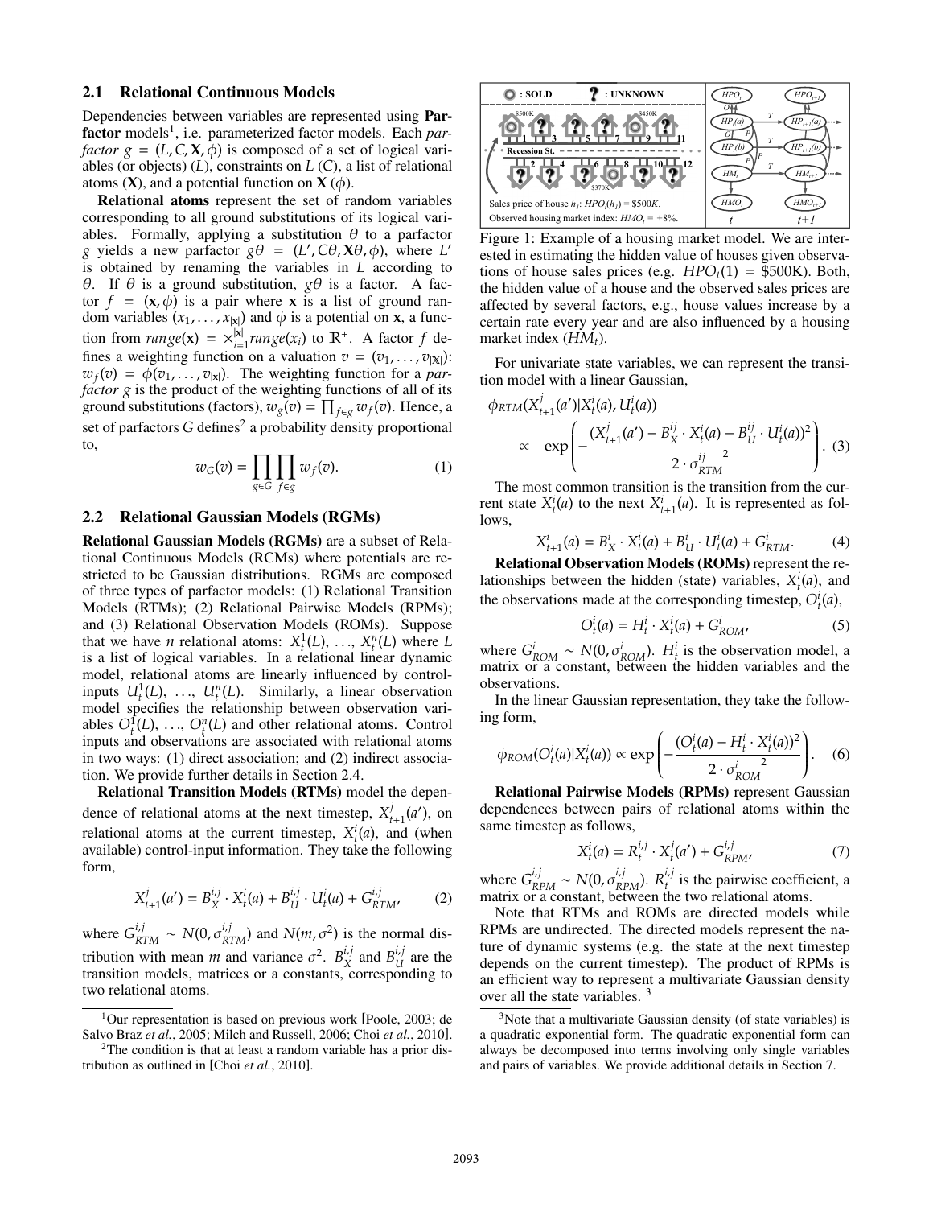## 2.1 Relational Continuous Models

Dependencies between variables are represented using **Parfactor** models[1], i.e. parameterized factor models. Each *parfactor* $g = (L, C, \mathbf{X}, \phi)$ is composed of a set of logical variables (or objects) ($L$), constraints on $L$ ($C$), a list of relational atoms ($\mathbf{X}$), and a potential function on $\mathbf{X}$ ($\phi$).

**Relational atoms** represent the set of random variables corresponding to all ground substitutions of its logical variables. Formally, applying a substitution $\theta$ to a parfactor $g$ yields a new parfactor $g\theta = (L', C\theta, \mathbf{X}\theta, \phi)$, where $L'$ is obtained by renaming the variables in $L$ according to $\theta$. If $\theta$ is a ground substitution, $g\theta$ is a factor. A factor $f = (\mathbf{x}, \phi)$ is a pair where $\mathbf{x}$ is a list of ground random variables $(x_1, \ldots, x_{|\mathbf{x}|})$ and $\phi$ is a potential on $\mathbf{x}$, a function from $range(\mathbf{x}) = \times_{i=1}^{|\mathbf{x}|} range(x_i)$ to $\mathbb{R}^+$. A factor $f$ defines a weighting function on a valuation $v = (v_1, \ldots, v_{|\mathbf{X}|})$: $w_f(v) = \phi(v_1, \ldots, v_{|\mathbf{x}|})$. The weighting function for a *parfactor* $g$ is the product of the weighting functions of all of its ground substitutions (factors), $w_g(v) = \prod_{f \in g} w_f(v)$. Hence, a set of parfactors $G$ defines[2] a probability density proportional to,

$$w_G(v) = \prod_{g \in G} \prod_{f \in g} w_f(v). \tag{1}$$

## 2.2 Relational Gaussian Models (RGMs)

**Relational Gaussian Models (RGMs)** are a subset of Relational Continuous Models (RCMs) where potentials are restricted to be Gaussian distributions. RGMs are composed of three types of parfactor models: (1) Relational Transition Models (RTMs); (2) Relational Pairwise Models (RPMs); and (3) Relational Observation Models (ROMs). Suppose that we have $n$ relational atoms: $X_t^1(L), \ldots, X_t^n(L)$ where $L$ is a list of logical variables. In a relational linear dynamic model, relational atoms are linearly influenced by control-inputs $U_t^1(L), \ldots, U_t^n(L)$. Similarly, a linear observation model specifies the relationship between observation variables $O_t^1(L), \ldots, O_t^n(L)$ and other relational atoms. Control inputs and observations are associated with relational atoms in two ways: (1) direct association; and (2) indirect association. We provide further details in Section 2.4.

**Relational Transition Models (RTMs)** model the dependence of relational atoms at the next timestep, $X_{t+1}^j(a')$, on relational atoms at the current timestep, $X_t^i(a)$, and (when available) control-input information. They take the following form,

$$X_{t+1}^j(a') = B_X^{i,j} \cdot X_t^i(a) + B_U^{i,j} \cdot U_t^i(a) + G_{RTM}^{i,j}, \tag{2}$$

where $G_{RTM}^{i,j} \sim N(0, \sigma_{RTM}^{i,j})$ and $N(m, \sigma^2)$ is the normal distribution with mean $m$ and variance $\sigma^2$. $B_X^{i,j}$ and $B_U^{i,j}$ are the transition models, matrices or a constants, corresponding to two relational atoms.

[1] Our representation is based on previous work [Poole, 2003; de Salvo Braz *et al.*, 2005; Milch and Russell, 2006; Choi *et al.*, 2010].

[2] The condition is that at least a random variable has a prior distribution as outlined in [Choi *et al.*, 2010].

Figure 1: Example of a housing market model. We are interested in estimating the hidden value of houses given observations of house sales prices (e.g. $HPO_t(1)$ = \$500K). Both, the hidden value of a house and the observed sales prices are affected by several factors, e.g., house values increase by a certain rate every year and are also influenced by a housing market index ($HM_t$).

For univariate state variables, we can represent the transition model with a linear Gaussian,

$$\phi_{RTM}(X_{t+1}^j(a')|X_t^i(a), U_t^i(a)) \propto \exp\left(-\frac{(X_{t+1}^j(a') - B_X^{ij} \cdot X_t^i(a) - B_U^{ij} \cdot U_t^i(a))^2}{2 \cdot \sigma_{RTM}^{ij\;2}}\right). \tag{3}$$

The most common transition is the transition from the current state $X_t^i(a)$ to the next $X_{t+1}^i(a)$. It is represented as follows,

$$X_{t+1}^i(a) = B_X^i \cdot X_t^i(a) + B_U^i \cdot U_t^i(a) + G_{RTM}^i. \tag{4}$$

**Relational Observation Models (ROMs)** represent the relationships between the hidden (state) variables, $X_t^i(a)$, and the observations made at the corresponding timestep, $O_t^i(a)$,

$$O_t^i(a) = H_t^i \cdot X_t^i(a) + G_{ROM}^i, \tag{5}$$

where $G_{ROM}^i \sim N(0, \sigma_{ROM}^i)$. $H_t^i$ is the observation model, a matrix or a constant, between the hidden variables and the observations.

In the linear Gaussian representation, they take the following form,

$$\phi_{ROM}(O_t^i(a)|X_t^i(a)) \propto \exp\left(-\frac{(O_t^i(a) - H_t^i \cdot X_t^i(a))^2}{2 \cdot \sigma_{ROM}^{i\;2}}\right). \tag{6}$$

**Relational Pairwise Models (RPMs)** represent Gaussian dependences between pairs of relational atoms within the same timestep as follows,

$$X_t^i(a) = R_t^{i,j} \cdot X_t^j(a') + G_{RPM}^{i,j}, \tag{7}$$

where $G_{RPM}^{i,j} \sim N(0, \sigma_{RPM}^{i,j})$. $R_t^{i,j}$ is the pairwise coefficient, a matrix or a constant, between the two relational atoms.

Note that RTMs and ROMs are directed models while RPMs are undirected. The directed models represent the nature of dynamic systems (e.g. the state at the next timestep depends on the current timestep). The product of RPMs is an efficient way to represent a multivariate Gaussian density over all the state variables. [3]

[3] Note that a multivariate Gaussian density (of state variables) is a quadratic exponential form. The quadratic exponential form can always be decomposed into terms involving only single variables and pairs of variables. We provide additional details in Section 7.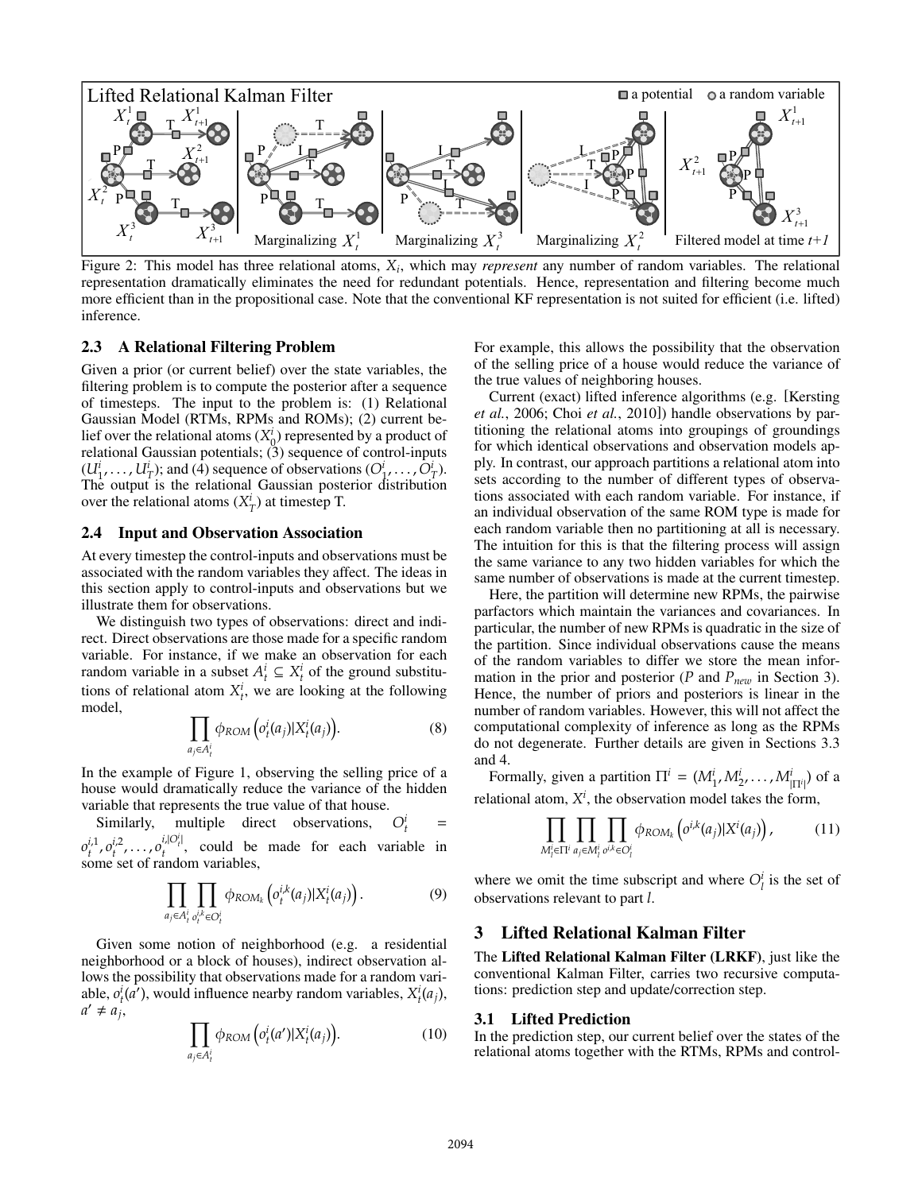Figure 2: This model has three relational atoms, $X_i$, which may *represent* any number of random variables. The relational representation dramatically eliminates the need for redundant potentials. Hence, representation and filtering become much more efficient than in the propositional case. Note that the conventional KF representation is not suited for efficient (i.e. lifted) inference.

### 2.3 A Relational Filtering Problem

Given a prior (or current belief) over the state variables, the filtering problem is to compute the posterior after a sequence of timesteps. The input to the problem is: (1) Relational Gaussian Model (RTMs, RPMs and ROMs); (2) current belief over the relational atoms ($X_0^i$) represented by a product of relational Gaussian potentials; (3) sequence of control-inputs ($U_1^i, \ldots, U_T^i$); and (4) sequence of observations ($O_1^i, \ldots, O_T^i$). The output is the relational Gaussian posterior distribution over the relational atoms ($X_T^i$) at timestep T.

### 2.4 Input and Observation Association

At every timestep the control-inputs and observations must be associated with the random variables they affect. The ideas in this section apply to control-inputs and observations but we illustrate them for observations.

We distinguish two types of observations: direct and indirect. Direct observations are those made for a specific random variable. For instance, if we make an observation for each random variable in a subset $A_t^i \subseteq X_t^i$ of the ground substitutions of relational atom $X_t^i$, we are looking at the following model,

$$\prod_{a_j \in A_t^i} \phi_{ROM}\left(o_t^i(a_j) | X_t^i(a_j)\right). \tag{8}$$

In the example of Figure 1, observing the selling price of a house would dramatically reduce the variance of the hidden variable that represents the true value of that house.

Similarly, multiple direct observations, $O_t^i = o_t^{i,1}, o_t^{i,2}, \ldots, o_t^{i,|O_t^i|}$, could be made for each variable in some set of random variables,

$$\prod_{a_j \in A_t^i} \prod_{o_t^{i,k} \in O_t^i} \phi_{ROM_k}\left(o_t^{i,k}(a_j) | X_t^i(a_j)\right). \tag{9}$$

Given some notion of neighborhood (e.g. a residential neighborhood or a block of houses), indirect observation allows the possibility that observations made for a random variable, $o_t^i(a')$, would influence nearby random variables, $X_t^i(a_j)$, $a' \neq a_j$,

$$\prod_{a_j \in A_t^i} \phi_{ROM}\left(o_t^i(a') | X_t^i(a_j)\right). \tag{10}$$

For example, this allows the possibility that the observation of the selling price of a house would reduce the variance of the true values of neighboring houses.

Current (exact) lifted inference algorithms (e.g. [Kersting *et al.*, 2006; Choi *et al.*, 2010]) handle observations by partitioning the relational atoms into groupings of groundings for which identical observations and observation models apply. In contrast, our approach partitions a relational atom into sets according to the number of different types of observations associated with each random variable. For instance, if an individual observation of the same ROM type is made for each random variable then no partitioning at all is necessary. The intuition for this is that the filtering process will assign the same variance to any two hidden variables for which the same number of observations is made at the current timestep.

Here, the partition will determine new RPMs, the pairwise parfactors which maintain the variances and covariances. In particular, the number of new RPMs is quadratic in the size of the partition. Since individual observations cause the means of the random variables to differ we store the mean information in the prior and posterior ($P$ and $P_{new}$ in Section 3). Hence, the number of priors and posteriors is linear in the number of random variables. However, this will not affect the computational complexity of inference as long as the RPMs do not degenerate. Further details are given in Sections 3.3 and 4.

Formally, given a partition $\Pi^i = (M_1^i, M_2^i, \ldots, M_{|\Pi^i|}^i)$ of a relational atom, $X^i$, the observation model takes the form,

$$\prod_{M_l^i \in \Pi^i} \prod_{a_j \in M_l^i} \prod_{o^{i,k} \in O_l^i} \phi_{ROM_k}\left(o^{i,k}(a_j) | X^i(a_j)\right), \tag{11}$$

where we omit the time subscript and where $O_l^i$ is the set of observations relevant to part $l$.

## 3 Lifted Relational Kalman Filter

The **Lifted Relational Kalman Filter (LRKF)**, just like the conventional Kalman Filter, carries two recursive computations: prediction step and update/correction step.

### 3.1 Lifted Prediction

In the prediction step, our current belief over the states of the relational atoms together with the RTMs, RPMs and control-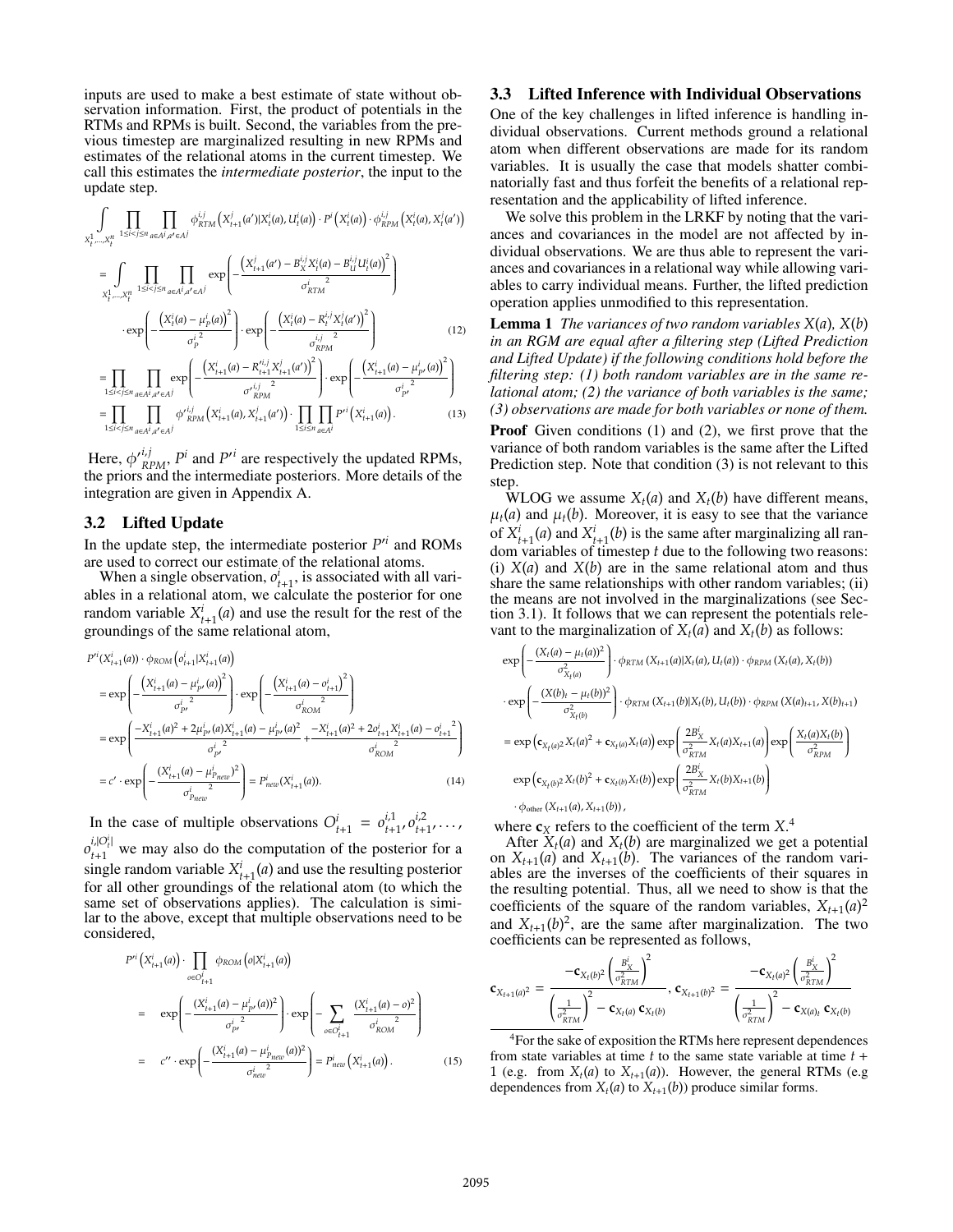inputs are used to make a best estimate of state without observation information. First, the product of potentials in the RTMs and RPMs is built. Second, the variables from the previous timestep are marginalized resulting in new RPMs and estimates of the relational atoms in the current timestep. We call this estimates the *intermediate posterior*, the input to the update step.

$$\int_{X_t^1,\ldots,X_t^n} \prod_{1\leq i<j\leq n} \prod_{a\in A^i, a'\in A^j} \phi_{RTM}^{i,j}\left(X_{t+1}^j(a')|X_t^i(a), U_t^i(a)\right) \cdot P^i\left(X_t^i(a)\right) \cdot \phi_{RPM}^{i,j}\left(X_t^i(a), X_t^j(a')\right)$$

$$= \int_{X_t^1,\ldots,X_t^n} \prod_{1\leq i<j\leq n} \prod_{a\in A^i, a'\in A^j} \exp\left(-\frac{\left(X_{t+1}^j(a') - B_X^{i,j} X_t^i(a) - B_U^{i,j} U_t^i(a)\right)^2}{\sigma_{RTM}^{i}{}^2}\right)$$

$$\cdot \exp\left(-\frac{\left(X_t^i(a) - \mu_P^i(a)\right)^2}{\sigma_P^i{}^2}\right) \cdot \exp\left(-\frac{\left(X_t^i(a) - R_t^{i,j} X_t^j(a')\right)^2}{\sigma_{RPM}^{i,j}{}^2}\right) \tag{12}$$

$$= \prod_{1\leq i<j\leq n} \prod_{a\in A^i, a'\in A^j} \exp\left(-\frac{\left(X_{t+1}^i(a) - R'^{i,j}_{t+1} X_{t+1}^j(a')\right)^2}{\sigma'^{i,j}_{RPM}{}^2}\right) \cdot \exp\left(-\frac{\left(X_{t+1}^i(a) - \mu_{P'}^i(a)\right)^2}{\sigma_{P'}^i{}^2}\right)$$

$$= \prod_{1\leq i<j\leq n} \prod_{a\in A^i, a'\in A^j} \phi'^{i,j}_{RPM}\left(X_{t+1}^i(a), X_{t+1}^j(a')\right) \cdot \prod_{1\leq i\leq n} \prod_{a\in A^i} P'^i\left(X_{t+1}^i(a)\right). \tag{13}$$

Here, $\phi'^{i,j}_{RPM}$, $P^i$ and $P'^i$ are respectively the updated RPMs, the priors and the intermediate posteriors. More details of the integration are given in Appendix A.

## 3.2 Lifted Update

In the update step, the intermediate posterior $P'^i$ and ROMs are used to correct our estimate of the relational atoms.

When a single observation, $o_{t+1}^i$, is associated with all variables in a relational atom, we calculate the posterior for one random variable $X_{t+1}^i(a)$ and use the result for the rest of the groundings of the same relational atom,

$$P'^i(X_{t+1}^i(a)) \cdot \phi_{ROM}\left(o_{t+1}^i | X_{t+1}^i(a)\right)$$

$$= \exp\left(-\frac{\left(X_{t+1}^i(a) - \mu_{P'}^i(a)\right)^2}{\sigma_{P'}^i{}^2}\right) \cdot \exp\left(-\frac{\left(X_{t+1}^i(a) - o_{t+1}^i\right)^2}{\sigma_{ROM}^i{}^2}\right)$$

$$= \exp\left(\frac{-X_{t+1}^i(a)^2 + 2\mu_{P'}^i(a) X_{t+1}^i(a) - \mu_{P'}^i(a)^2}{\sigma_{P'}^i{}^2} + \frac{-X_{t+1}^i(a)^2 + 2o_{t+1}^i X_{t+1}^i(a) - o_{t+1}^i{}^2}{\sigma_{ROM}^i{}^2}\right)$$

$$= c' \cdot \exp\left(-\frac{(X_{t+1}^i(a) - \mu_{P_{new}}^i)^2}{\sigma_{P_{new}}^i{}^2}\right) = P_{new}^i(X_{t+1}^i(a)). \tag{14}$$

In the case of multiple observations $O_{t+1}^i = o_{t+1}^{i,1}, o_{t+1}^{i,2}, \ldots, o_{t+1}^{i,|O_t^i|}$ we may also do the computation of the posterior for a single random variable $X_{t+1}^i(a)$ and use the resulting posterior for all other groundings of the relational atom (to which the same set of observations applies). The calculation is similar to the above, except that multiple observations need to be considered,

$$P'^i\left(X_{t+1}^i(a)\right) \cdot \prod_{o\in O_{t+1}^i} \phi_{ROM}\left(o | X_{t+1}^i(a)\right)$$

$$= \exp\left(-\frac{(X_{t+1}^i(a) - \mu_{P'}^i(a))^2}{\sigma_{P'}^i{}^2}\right) \cdot \exp\left(-\sum_{o\in O_{t+1}^i} \frac{(X_{t+1}^i(a) - o)^2}{\sigma_{ROM}^i{}^2}\right)$$

$$= c'' \cdot \exp\left(-\frac{(X_{t+1}^i(a) - \mu_{P_{new}}^i(a))^2}{\sigma_{new}^i{}^2}\right) = P_{new}^i\left(X_{t+1}^i(a)\right). \tag{15}$$

## 3.3 Lifted Inference with Individual Observations

One of the key challenges in lifted inference is handling individual observations. Current methods ground a relational atom when different observations are made for its random variables. It is usually the case that models shatter combinatorially fast and thus forfeit the benefits of a relational representation and the applicability of lifted inference.

We solve this problem in the LRKF by noting that the variances and covariances in the model are not affected by individual observations. We are thus able to represent the variances and covariances in a relational way while allowing variables to carry individual means. Further, the lifted prediction operation applies unmodified to this representation.

**Lemma 1** *The variances of two random variables $X(a)$, $X(b)$ in an RGM are equal after a filtering step (Lifted Prediction and Lifted Update) if the following conditions hold before the filtering step: (1) both random variables are in the same relational atom; (2) the variance of both variables is the same; (3) observations are made for both variables or none of them.*

**Proof** Given conditions (1) and (2), we first prove that the variance of both random variables is the same after the Lifted Prediction step. Note that condition (3) is not relevant to this step.

WLOG we assume $X_t(a)$ and $X_t(b)$ have different means, $\mu_t(a)$ and $\mu_t(b)$. Moreover, it is easy to see that the variance of $X_{t+1}^i(a)$ and $X_{t+1}^i(b)$ is the same after marginalizing all random variables of timestep $t$ due to the following two reasons: (i) $X(a)$ and $X(b)$ are in the same relational atom and thus share the same relationships with other random variables; (ii) the means are not involved in the marginalizations (see Section 3.1). It follows that we can represent the potentials relevant to the marginalization of $X_t(a)$ and $X_t(b)$ as follows:

$$\exp\left(-\frac{(X_t(a) - \mu_t(a))^2}{\sigma_{X_t(a)}^2}\right) \cdot \phi_{RTM}\left(X_{t+1}(a)|X_t(a), U_t(a)\right) \cdot \phi_{RPM}\left(X_t(a), X_t(b)\right)$$

$$\cdot \exp\left(-\frac{(X(b)_t - \mu_t(b))^2}{\sigma_{X_t(b)}^2}\right) \cdot \phi_{RTM}\left(X_{t+1}(b)|X_t(b), U_t(b)\right) \cdot \phi_{RPM}\left(X(a)_{t+1}, X(b)_{t+1}\right)$$

$$= \exp\left(\mathbf{c}_{X_t(a)^2} X_t(a)^2 + \mathbf{c}_{X_t(a)} X_t(a)\right) \exp\left(\frac{2B_X^i}{\sigma_{RTM}^2} X_t(a) X_{t+1}(a)\right) \exp\left(\frac{X_t(a) X_t(b)}{\sigma_{RPM}^2}\right)$$

$$\exp\left(\mathbf{c}_{X_t(b)^2} X_t(b)^2 + \mathbf{c}_{X_t(b)} X_t(b)\right) \exp\left(\frac{2B_X^i}{\sigma_{RTM}^2} X_t(b) X_{t+1}(b)\right)$$

$$\cdot \phi_{\text{other}}\left(X_{t+1}(a), X_{t+1}(b)\right),$$

where $\mathbf{c}_X$ refers to the coefficient of the term $X$.[4]

After $X_t(a)$ and $X_t(b)$ are marginalized we get a potential on $X_{t+1}(a)$ and $X_{t+1}(b)$. The variances of the random variables are the inverses of the coefficients of their squares in the resulting potential. Thus, all we need to show is that the coefficients of the square of the random variables, $X_{t+1}(a)^2$ and $X_{t+1}(b)^2$, are the same after marginalization. The two coefficients can be represented as follows,

$$\mathbf{c}_{X_{t+1}(a)^2} = \frac{-\mathbf{c}_{X_t(b)^2}\left(\frac{B_X^i}{\sigma_{RTM}^2}\right)^2}{\left(\frac{1}{\sigma_{RTM}^2}\right)^2 - \mathbf{c}_{X_t(a)}\,\mathbf{c}_{X_t(b)}},\ \mathbf{c}_{X_{t+1}(b)^2} = \frac{-\mathbf{c}_{X_t(a)^2}\left(\frac{B_X^i}{\sigma_{RTM}^2}\right)^2}{\left(\frac{1}{\sigma_{RTM}^2}\right)^2 - \mathbf{c}_{X(a)_t}\,\mathbf{c}_{X_t(b)}}$$

[4] For the sake of exposition the RTMs here represent dependences from state variables at time $t$ to the same state variable at time $t+1$ (e.g. from $X_t(a)$ to $X_{t+1}(a)$). However, the general RTMs (e.g dependences from $X_t(a)$ to $X_{t+1}(b)$) produce similar forms.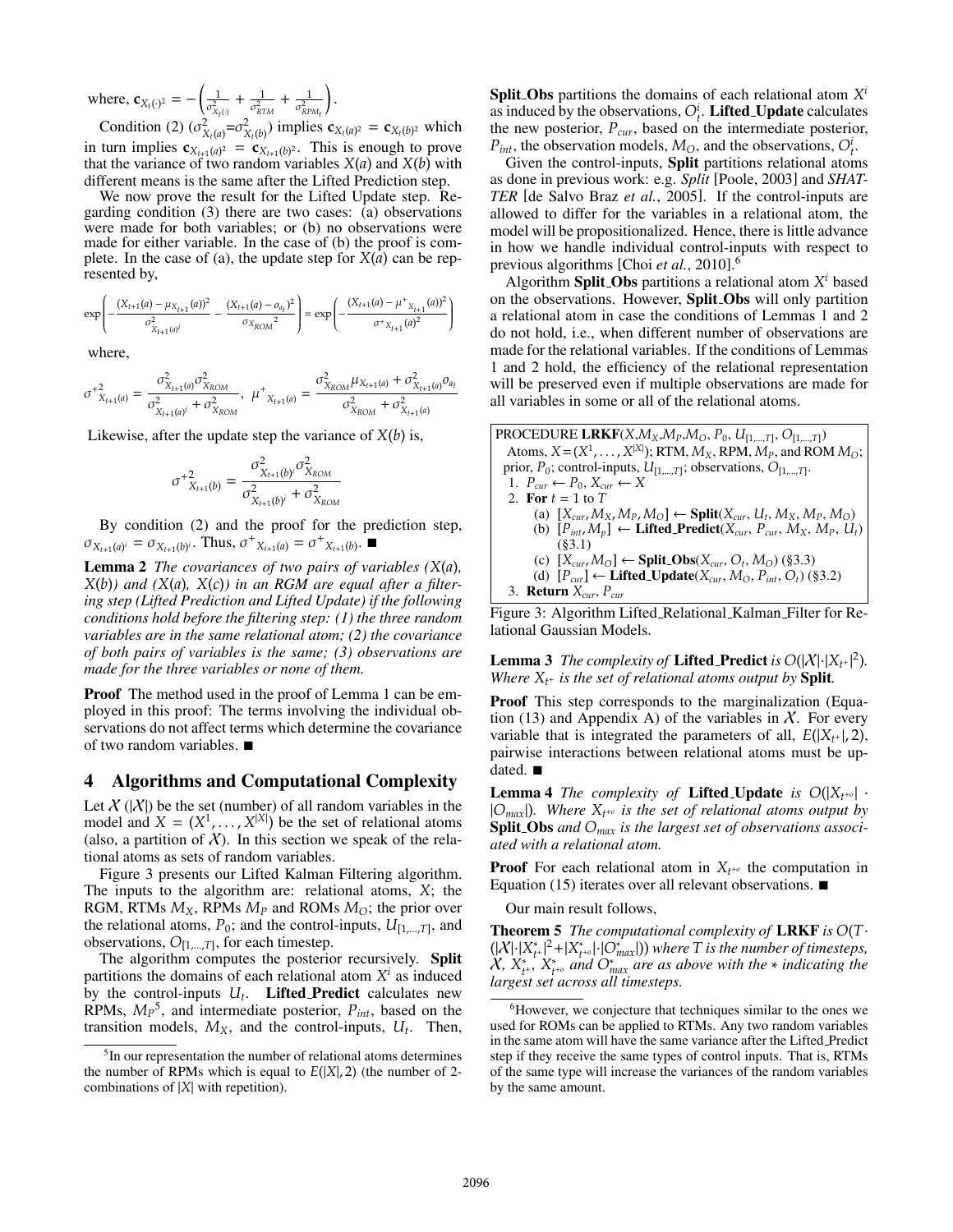where, $\mathbf{c}_{X_t(\cdot)^2} = -\left(\frac{1}{\sigma^2_{X_t(\cdot)}} + \frac{1}{\sigma^2_{RTM}} + \frac{1}{\sigma^2_{RPM_t}}\right)$.

Condition (2) ($\sigma^2_{X_t(a)} = \sigma^2_{X_t(b)}$) implies $\mathbf{c}_{X_t(a)^2} = \mathbf{c}_{X_t(b)^2}$ which in turn implies $\mathbf{c}_{X_{t+1}(a)^2} = \mathbf{c}_{X_{t+1}(b)^2}$. This is enough to prove that the variance of two random variables $X(a)$ and $X(b)$ with different means is the same after the Lifted Prediction step.

We now prove the result for the Lifted Update step. Regarding condition (3) there are two cases: (a) observations were made for both variables; or (b) no observations were made for either variable. In the case of (b) the proof is complete. In the case of (a), the update step for $X(a)$ can be represented by,

$$\exp\left(-\frac{(X_{t+1}(a) - \mu_{X_{t+1}}(a))^2}{\sigma^2_{X_{t+1}(a)^i}} - \frac{(X_{t+1}(a) - o_{a_t})^2}{\sigma_{X_{ROM}}{}^2}\right) = \exp\left(-\frac{(X_{t+1}(a) - \mu^+{}_{X_{t+1}}(a))^2}{\sigma^+{}_{X_{t+1}}(a)^2}\right)$$

where,

$$\sigma^{+2}_{X_{t+1}(a)} = \frac{\sigma^2_{X_{t+1}(a)}\sigma^2_{X_{ROM}}}{\sigma^2_{X_{t+1}(a)^i} + \sigma^2_{X_{ROM}}}, \quad \mu^+{}_{X_{t+1}(a)} = \frac{\sigma^2_{X_{ROM}}\mu_{X_{t+1}(a)} + \sigma^2_{X_{t+1}(a)}o_{a_t}}{\sigma^2_{X_{ROM}} + \sigma^2_{X_{t+1}(a)}}$$

Likewise, after the update step the variance of $X(b)$ is,

$$\sigma^{+2}_{X_{t+1}(b)} = \frac{\sigma^2_{X_{t+1}(b)^i}\sigma^2_{X_{ROM}}}{\sigma^2_{X_{t+1}(b)^i} + \sigma^2_{X_{ROM}}}$$

By condition (2) and the proof for the prediction step, $\sigma_{X_{t+1}(a)^i} = \sigma_{X_{t+1}(b)^i}$. Thus, $\sigma^+{}_{X_{t+1}(a)} = \sigma^+{}_{X_{t+1}(b)}$. ■

**Lemma 2** *The covariances of two pairs of variables ($X(a)$, $X(b)$) and ($X(a)$, $X(c)$) in an RGM are equal after a filtering step (Lifted Prediction and Lifted Update) if the following conditions hold before the filtering step: (1) the three random variables are in the same relational atom; (2) the covariance of both pairs of variables is the same; (3) observations are made for the three variables or none of them.*

**Proof** The method used in the proof of Lemma 1 can be employed in this proof: The terms involving the individual observations do not affect terms which determine the covariance of two random variables. ■

## 4 Algorithms and Computational Complexity

Let $\mathcal{X}$ ($|\mathcal{X}|$) be the set (number) of all random variables in the model and $X = (X^1, \ldots, X^{|X|})$ be the set of relational atoms (also, a partition of $\mathcal{X}$). In this section we speak of the relational atoms as sets of random variables.

Figure 3 presents our Lifted Kalman Filtering algorithm. The inputs to the algorithm are: relational atoms, $X$; the RGM, RTMs $M_X$, RPMs $M_P$ and ROMs $M_O$; the prior over the relational atoms, $P_0$; and the control-inputs, $U_{[1,\ldots,T]}$, and observations, $O_{[1,\ldots,T]}$, for each timestep.

The algorithm computes the posterior recursively. **Split** partitions the domains of each relational atom $X^i$ as induced by the control-inputs $U_t$. **Lifted_Predict** calculates new RPMs, $M_P$[5], and intermediate posterior, $P_{int}$, based on the transition models, $M_X$, and the control-inputs, $U_t$. Then, **Split_Obs** partitions the domains of each relational atom $X^i$ as induced by the observations, $O^i_t$. **Lifted_Update** calculates the new posterior, $P_{cur}$, based on the intermediate posterior, $P_{int}$, the observation models, $M_O$, and the observations, $O^i_t$.

Given the control-inputs, **Split** partitions relational atoms as done in previous work: e.g. *Split* [Poole, 2003] and *SHAT-TER* [de Salvo Braz *et al.*, 2005]. If the control-inputs are allowed to differ for the variables in a relational atom, the model will be propositionalized. Hence, there is little advance in how we handle individual control-inputs with respect to previous algorithms [Choi *et al.*, 2010].[6]

Algorithm **Split_Obs** partitions a relational atom $X^i$ based on the observations. However, **Split_Obs** will only partition a relational atom in case the conditions of Lemmas 1 and 2 do not hold, i.e., when different number of observations are made for the relational variables. If the conditions of Lemmas 1 and 2 hold, the efficiency of the relational representation will be preserved even if multiple observations are made for all variables in some or all of the relational atoms.

```
PROCEDURE LRKF(X,M_X,M_P,M_O, P_0, U_[1,...,T], O_[1,...,T])
  Atoms, X = (X^1, ..., X^|X|); RTM, M_X, RPM, M_P, and ROM M_O;
  prior, P_0; control-inputs, U_[1,...,T]; observations, O_[1,...,T].
  1. P_cur ← P_0, X_cur ← X
  2. For t = 1 to T
     (a) [X_cur, M_X, M_P, M_O] ← Split(X_cur, U_t, M_X, M_P, M_O)
     (b) [P_int, M_P] ← Lifted_Predict(X_cur, P_cur, M_X, M_P, U_t)
         (§3.1)
     (c) [X_cur, M_O] ← Split_Obs(X_cur, O_t, M_O) (§3.3)
     (d) [P_cur] ← Lifted_Update(X_cur, M_O, P_int, O_t) (§3.2)
  3. Return X_cur, P_cur
```

Figure 3: Algorithm Lifted_Relational_Kalman_Filter for Relational Gaussian Models.

**Lemma 3** *The complexity of* **Lifted_Predict** *is $O(|\mathcal{X}| \cdot |X_{t^+}|^2)$. Where $X_{t^+}$ is the set of relational atoms output by* **Split***.*

**Proof** This step corresponds to the marginalization (Equation (13) and Appendix A) of the variables in $\mathcal{X}$. For every variable that is integrated the parameters of all, $E(|X_{t^+}|, 2)$, pairwise interactions between relational atoms must be updated. ■

**Lemma 4** *The complexity of* **Lifted_Update** *is $O(|X_{t^{+o}}| \cdot |O_{max}|)$. Where $X_{t^{+o}}$ is the set of relational atoms output by* **Split_Obs** *and $O_{max}$ is the largest set of observations associated with a relational atom.*

**Proof** For each relational atom in $X_{t^{+o}}$ the computation in Equation (15) iterates over all relevant observations. ■

Our main result follows,

**Theorem 5** *The computational complexity of* **LRKF** *is $O(T \cdot (|\mathcal{X}| \cdot |X^*_{t^+}|^2 + |X^*_{t^{+o}}| \cdot |O^*_{max}|))$ where $T$ is the number of timesteps, $\mathcal{X}$, $X^*_{t^+}$, $X^*_{t^{+o}}$ and $O^*_{max}$ are as above with the $*$ indicating the largest set across all timesteps.*

---

[5] In our representation the number of relational atoms determines the number of RPMs which is equal to $E(|X|, 2)$ (the number of 2-combinations of $|X|$ with repetition).

[6] However, we conjecture that techniques similar to the ones we used for ROMs can be applied to RTMs. Any two random variables in the same atom will have the same variance after the Lifted_Predict step if they receive the same types of control inputs. That is, RTMs of the same type will increase the variances of the random variables by the same amount.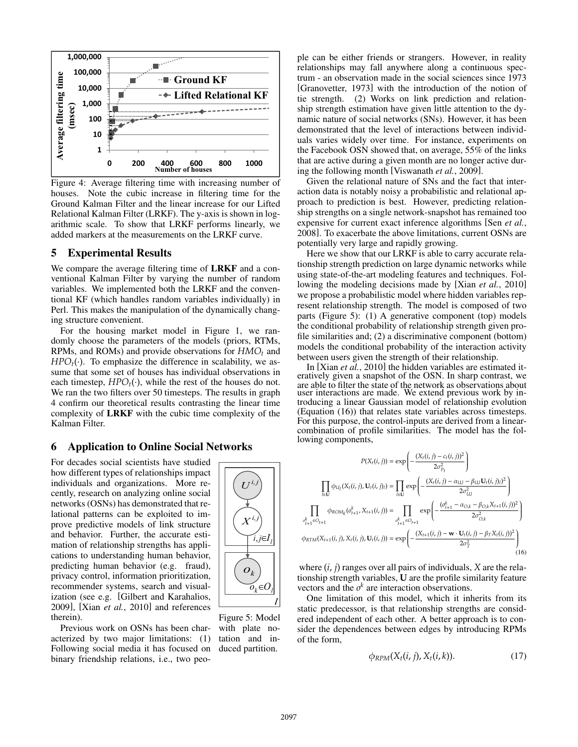Figure 4: Average filtering time with increasing number of houses. Note the cubic increase in filtering time for the Ground Kalman Filter and the linear increase for our Lifted Relational Kalman Filter (LRKF). The y-axis is shown in logarithmic scale. To show that LRKF performs linearly, we added markers at the measurements on the LRKF curve.

## 5 Experimental Results

We compare the average filtering time of **LRKF** and a conventional Kalman Filter by varying the number of random variables. We implemented both the LRKF and the conventional KF (which handles random variables individually) in Perl. This makes the manipulation of the dynamically changing structure convenient.

For the housing market model in Figure 1, we randomly choose the parameters of the models (priors, RTMs, RPMs, and ROMs) and provide observations for $HMO_t$ and $HPO_t(\cdot)$. To emphasize the difference in scalability, we assume that some set of houses has individual observations in each timestep, $HPO_t(\cdot)$, while the rest of the houses do not. We ran the two filters over 50 timesteps. The results in graph 4 confirm our theoretical results contrasting the linear time complexity of **LRKF** with the cubic time complexity of the Kalman Filter.

## 6 Application to Online Social Networks

For decades social scientists have studied how different types of relationships impact individuals and organizations. More recently, research on analyzing online social networks (OSNs) has demonstrated that relational patterns can be exploited to improve predictive models of link structure and behavior. Further, the accurate estimation of relationship strengths has applications to understanding human behavior, predicting human behavior (e.g. fraud), privacy control, information prioritization, recommender systems, search and visualization (see e.g. [Gilbert and Karahalios, 2009], [Xian *et al.*, 2010] and references therein).

Figure 5: Model with plate notation and induced partition.

Previous work on OSNs has been characterized by two major limitations: (1) Following social media it has focused on binary friendship relations, i.e., two people can be either friends or strangers. However, in reality relationships may fall anywhere along a continuous spectrum - an observation made in the social sciences since 1973 [Granovetter, 1973] with the introduction of the notion of tie strength. (2) Works on link prediction and relationship strength estimation have given little attention to the dynamic nature of social networks (SNs). However, it has been demonstrated that the level of interactions between individuals varies widely over time. For instance, experiments on the Facebook OSN showed that, on average, 55% of the links that are active during a given month are no longer active during the following month [Viswanath *et al.*, 2009].

Given the relational nature of SNs and the fact that interaction data is notably noisy a probabilistic and relational approach to prediction is best. However, predicting relationship strengths on a single network-snapshot has remained too expensive for current exact inference algorithms [Sen *et al.*, 2008]. To exacerbate the above limitations, current OSNs are potentially very large and rapidly growing.

Here we show that our LRKF is able to carry accurate relationship strength prediction on large dynamic networks while using state-of-the-art modeling features and techniques. Following the modeling decisions made by [Xian *et al.*, 2010] we propose a probabilistic model where hidden variables represent relationship strength. The model is composed of two parts (Figure 5): (1) A generative component (top) models the conditional probability of relationship strength given profile similarities and; (2) a discriminative component (bottom) models the conditional probability of the interaction activity between users given the strength of their relationship.

In [Xian *et al.*, 2010] the hidden variables are estimated iteratively given a snapshot of the OSN. In sharp contrast, we are able to filter the state of the network as observations about user interactions are made. We extend previous work by introducing a linear Gaussian model of relationship evolution (Equation (16)) that relates state variables across timesteps. For this purpose, the control-inputs are derived from a linear-combination of profile similarities. The model has the following components,

$$
\begin{aligned}
P(X_t(i,j)) &= \exp\left(-\frac{(X_t(i,j) - c_t(i,j))^2}{2\sigma^2_{P_t}}\right) \\
\prod_{l \in \mathbf{U}} \phi_{U_l}(X_t(i,j), \mathbf{U}_t(i,j)_l) &= \prod_{l \in \mathbf{U}} \exp\left(-\frac{(X_t(i,j) - \alpha_{U,l} - \beta_{U,l}\mathbf{U}_t(i,j)_l)^2}{2\sigma^2_{U,l}}\right) \\
\prod_{o^k_{t+1} \in O_{t+1}} \phi_{ROM_k}(o^k_{t+1}, X_{t+1}(i,j)) &= \prod_{o^k_{t+1} \in O_{t+1}} \exp\left(-\frac{(o^k_{t+1} - \alpha_{O,k} - \beta_{O,k}X_{t+1}(i,j))^2}{2\sigma^2_{O,k}}\right) \\
\phi_{RTM}(X_{t+1}(i,j), X_t(i,j), \mathbf{U}_t(i,j)) &= \exp\left(-\frac{(X_{t+1}(i,j) - \mathbf{w} \cdot \mathbf{U}_t(i,j) - \beta_T X_t(i,j))^2}{2\sigma^2_T}\right)
\end{aligned}
\tag{16}
$$

where $(i, j)$ ranges over all pairs of individuals, $X$ are the relationship strength variables, $\mathbf{U}$ are the profile similarity feature vectors and the $o^k$ are interaction observations.

One limitation of this model, which it inherits from its static predecessor, is that relationship strengths are considered independent of each other. A better approach is to consider the dependences between edges by introducing RPMs of the form,

$$
\phi_{RPM}(X_t(i,j), X_t(i,k)). \tag{17}
$$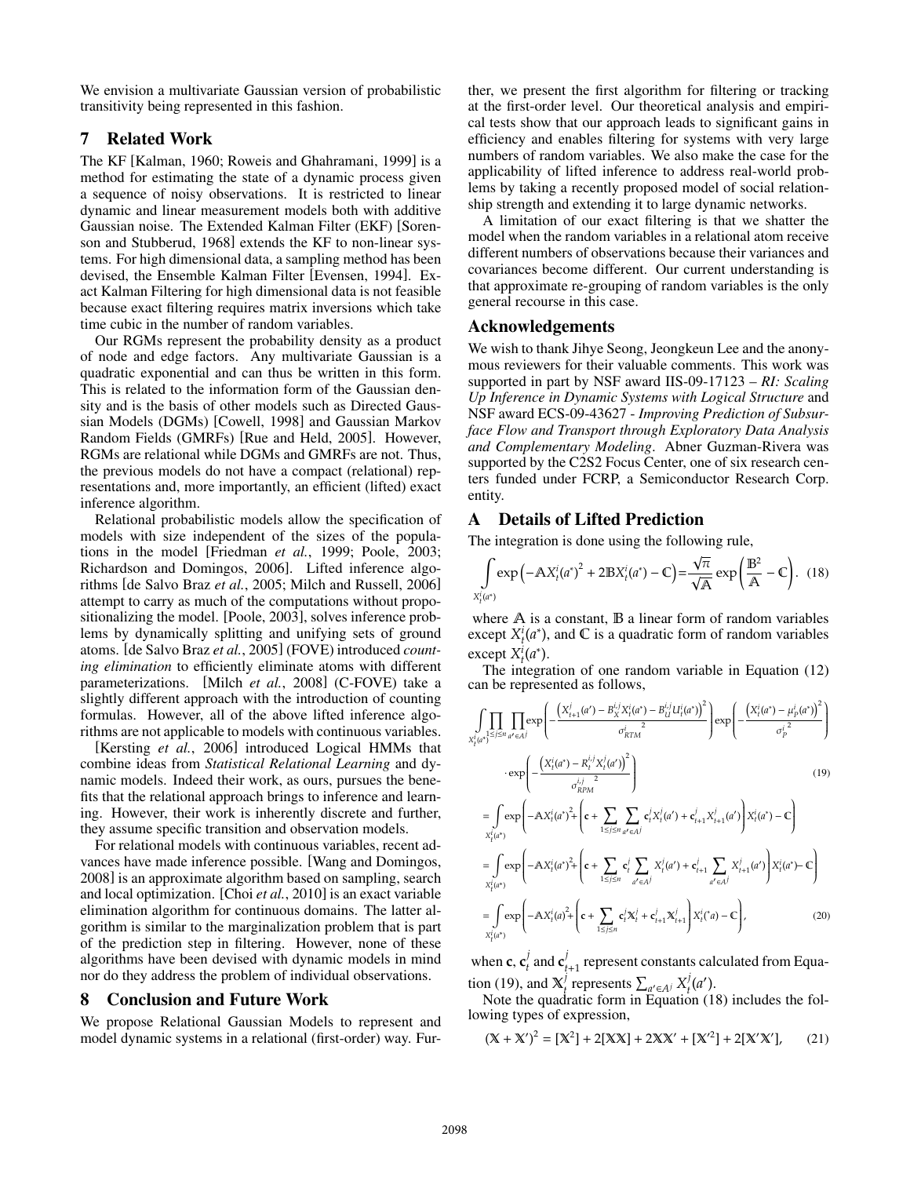We envision a multivariate Gaussian version of probabilistic transitivity being represented in this fashion.

## 7 Related Work

The KF [Kalman, 1960; Roweis and Ghahramani, 1999] is a method for estimating the state of a dynamic process given a sequence of noisy observations. It is restricted to linear dynamic and linear measurement models both with additive Gaussian noise. The Extended Kalman Filter (EKF) [Sorenson and Stubberud, 1968] extends the KF to non-linear systems. For high dimensional data, a sampling method has been devised, the Ensemble Kalman Filter [Evensen, 1994]. Exact Kalman Filtering for high dimensional data is not feasible because exact filtering requires matrix inversions which take time cubic in the number of random variables.

Our RGMs represent the probability density as a product of node and edge factors. Any multivariate Gaussian is a quadratic exponential and can thus be written in this form. This is related to the information form of the Gaussian density and is the basis of other models such as Directed Gaussian Models (DGMs) [Cowell, 1998] and Gaussian Markov Random Fields (GMRFs) [Rue and Held, 2005]. However, RGMs are relational while DGMs and GMRFs are not. Thus, the previous models do not have a compact (relational) representations and, more importantly, an efficient (lifted) exact inference algorithm.

Relational probabilistic models allow the specification of models with size independent of the sizes of the populations in the model [Friedman *et al.*, 1999; Poole, 2003; Richardson and Domingos, 2006]. Lifted inference algorithms [de Salvo Braz *et al.*, 2005; Milch and Russell, 2006] attempt to carry as much of the computations without propositionalizing the model. [Poole, 2003], solves inference problems by dynamically splitting and unifying sets of ground atoms. [de Salvo Braz *et al.*, 2005] (FOVE) introduced *counting elimination* to efficiently eliminate atoms with different parameterizations. [Milch *et al.*, 2008] (C-FOVE) take a slightly different approach with the introduction of counting formulas. However, all of the above lifted inference algorithms are not applicable to models with continuous variables.

[Kersting *et al.*, 2006] introduced Logical HMMs that combine ideas from *Statistical Relational Learning* and dynamic models. Indeed their work, as ours, pursues the benefits that the relational approach brings to inference and learning. However, their work is inherently discrete and further, they assume specific transition and observation models.

For relational models with continuous variables, recent advances have made inference possible. [Wang and Domingos, 2008] is an approximate algorithm based on sampling, search and local optimization. [Choi *et al.*, 2010] is an exact variable elimination algorithm for continuous domains. The latter algorithm is similar to the marginalization problem that is part of the prediction step in filtering. However, none of these algorithms have been devised with dynamic models in mind nor do they address the problem of individual observations.

## 8 Conclusion and Future Work

We propose Relational Gaussian Models to represent and model dynamic systems in a relational (first-order) way. Further, we present the first algorithm for filtering or tracking at the first-order level. Our theoretical analysis and empirical tests show that our approach leads to significant gains in efficiency and enables filtering for systems with very large numbers of random variables. We also make the case for the applicability of lifted inference to address real-world problems by taking a recently proposed model of social relationship strength and extending it to large dynamic networks.

A limitation of our exact filtering is that we shatter the model when the random variables in a relational atom receive different numbers of observations because their variances and covariances become different. Our current understanding is that approximate re-grouping of random variables is the only general recourse in this case.

## Acknowledgements

We wish to thank Jihye Seong, Jeongkeun Lee and the anonymous reviewers for their valuable comments. This work was supported in part by NSF award IIS-09-17123 – *RI: Scaling Up Inference in Dynamic Systems with Logical Structure* and NSF award ECS-09-43627 - *Improving Prediction of Subsurface Flow and Transport through Exploratory Data Analysis and Complementary Modeling*. Abner Guzman-Rivera was supported by the C2S2 Focus Center, one of six research centers funded under FCRP, a Semiconductor Research Corp. entity.

## A Details of Lifted Prediction

The integration is done using the following rule,

$$\int_{X_t^i(a^*)} \exp\left(-\mathbb{A}X_t^i(a^*)^2 + 2\mathbb{B}X_t^i(a^*) - \mathbb{C}\right) = \frac{\sqrt{\pi}}{\sqrt{\mathbb{A}}}\exp\left(\frac{\mathbb{B}^2}{\mathbb{A}} - \mathbb{C}\right). \quad (18)$$

where $\mathbb{A}$ is a constant, $\mathbb{B}$ a linear form of random variables except $X_t^i(a^*)$, and $\mathbb{C}$ is a quadratic form of random variables except $X_t^i(a^*)$.

The integration of one random variable in Equation (12) can be represented as follows,

$$\int_{X_t^i(a^*)} \prod_{1\le j\le n}\prod_{a'\in A^j} \exp\left(-\frac{\left(X_{t+1}^j(a') - B_X^{i,j}X_t^i(a^*) - B_U^{i,j}U_t^i(a^*)\right)^2}{\sigma_{RTM}^{2}}\right)\exp\left(-\frac{\left(X_t^i(a^*) - \mu_P^i(a^*)\right)^2}{\sigma_P^{i\,2}}\right)$$

$$\cdot\exp\left(-\frac{\left(X_t^i(a^*) - R_t^{i,j}X_t^j(a')\right)^2}{\sigma_{RPM}^{i,j\;2}}\right) \quad (19)$$

$$= \int_{X_t^i(a^*)} \exp\left(-\mathbb{A}X_t^i(a^*)^2 + \left(\mathbf{c} + \sum_{1\le j\le n}\sum_{a'\in A^j} \mathbf{c}_t^j X_t^j(a') + \mathbf{c}_{t+1}^j X_{t+1}^j(a')\right)X_t^i(a^*) - \mathbb{C}\right)$$

$$= \int_{X_t^i(a^*)} \exp\left(-\mathbb{A}X_t^i(a^*)^2 + \left(\mathbf{c} + \sum_{1\le j\le n}\mathbf{c}_t^j \sum_{a'\in A^j} X_t^j(a') + \mathbf{c}_{t+1}^j \sum_{a'\in A^j} X_{t+1}^j(a')\right)X_t^i(a^*) - \mathbb{C}\right)$$

$$= \int_{X_t^i(a^*)} \exp\left(-\mathbb{A}X_t^i(a)^2 + \left(\mathbf{c} + \sum_{1\le j\le n}\mathbf{c}_t^j\mathbb{X}_t^j + \mathbf{c}_{t+1}^j\mathbb{X}_{t+1}^j\right)X_t^i(^*a) - \mathbb{C}\right), \quad (20)$$

when $\mathbf{c}$, $\mathbf{c}_t^j$ and $\mathbf{c}_{t+1}^j$ represent constants calculated from Equation (19), and $\mathbb{X}_t^j$ represents $\sum_{a'\in A^j} X_t^j(a')$.

Note the quadratic form in Equation (18) includes the following types of expression,

$$(\mathbb{X} + \mathbb{X}')^2 = [\mathbb{X}^2] + 2[\mathbb{X}\mathbb{X}] + 2\mathbb{X}\mathbb{X}' + [\mathbb{X}'^2] + 2[\mathbb{X}'\mathbb{X}'], \quad (21)$$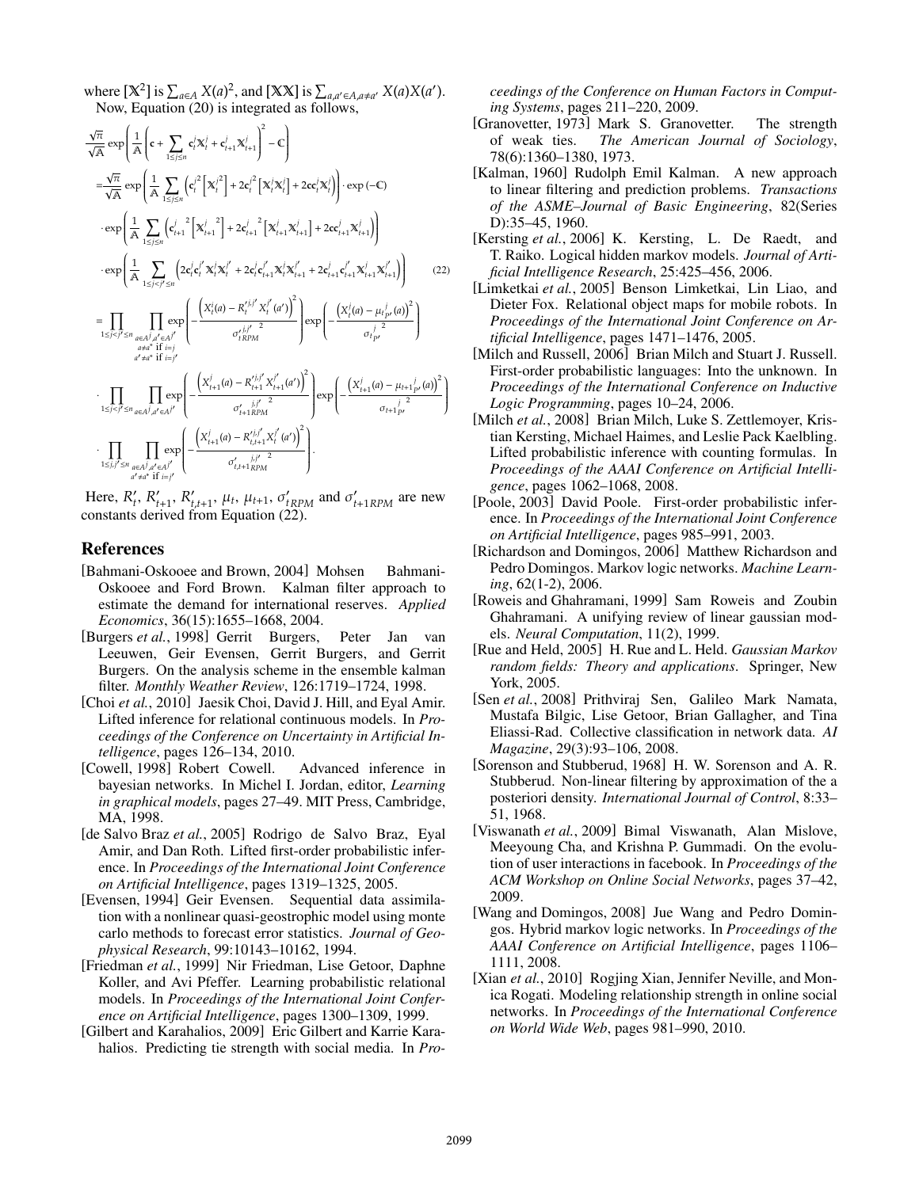where $[\mathbb{X}^2]$ is $\sum_{a \in A} X(a)^2$, and $[\mathbb{X}\mathbb{X}]$ is $\sum_{a,a' \in A, a \neq a'} X(a)X(a')$.

Now, Equation (20) is integrated as follows,

$$
\begin{aligned}
&\frac{\sqrt{\pi}}{\sqrt{\mathbb{A}}} \exp\left( \frac{1}{\mathbb{A}} \left( \mathbf{c} + \sum_{1 \le j \le n} \mathbf{c}_t^j \mathbb{X}_t^j + \mathbf{c}_{t+1}^j \mathbb{X}_{t+1}^j \right)^2 - \mathbb{C} \right) \\
=& \frac{\sqrt{\pi}}{\sqrt{\mathbb{A}}} \exp\left( \frac{1}{\mathbb{A}} \sum_{1 \le j \le n} \left( {\mathbf{c}_t^j}^2 \left[ {\mathbb{X}_t^j}^2 \right] + 2{\mathbf{c}_t^j}^2 \left[ \mathbb{X}_t^j \mathbb{X}_t^j \right] + 2\mathbf{c}\mathbf{c}_t^j \mathbb{X}_t^j \right) \right) \cdot \exp(-\mathbb{C}) \\
&\cdot \exp\left( \frac{1}{\mathbb{A}} \sum_{1 \le j \le n} \left( {\mathbf{c}_{t+1}^j}^2 \left[ {\mathbb{X}_{t+1}^j}^2 \right] + 2{\mathbf{c}_{t+1}^j}^2 \left[ \mathbb{X}_{t+1}^j \mathbb{X}_{t+1}^j \right] + 2\mathbf{c}\mathbf{c}_{t+1}^j \mathbb{X}_{t+1}^j \right) \right) \\
&\cdot \exp\left( \frac{1}{\mathbb{A}} \sum_{1 \le j < j' \le n} \left( 2\mathbf{c}_t^j \mathbf{c}_t^{j'} \mathbb{X}_t^j \mathbb{X}_t^{j'} + 2\mathbf{c}_t^j \mathbf{c}_{t+1}^{j'} \mathbb{X}_t^j \mathbb{X}_{t+1}^{j'} + 2\mathbf{c}_{t+1}^j \mathbf{c}_{t+1}^{j'} \mathbb{X}_{t+1}^j \mathbb{X}_{t+1}^{j'} \right) \right) \qquad (22) \\
=& \prod_{1 \le j < j' \le n} \prod_{\substack{a \in A^j, a' \in A^{j'} \\ a \neq a^* \text{ if } i=j \\ a' \neq a^* \text{ if } i=j'}} \exp\left( -\frac{\left( X_t^i(a) - {R'}_t^{j,j'} X_t^{j'}(a') \right)^2}{{\sigma'}_{tRPM}^{j,j'\,2}} \right) \exp\left( -\frac{\left( X_t^i(a) - \mu_{t\,p'}^{\,j}(a) \right)^2}{{\sigma_t}_{p'}^{j\,2}} \right) \\
&\cdot \prod_{1 \le j < j' \le n} \prod_{a \in A^j, a' \in A^{j'}} \exp\left( -\frac{\left( X_{t+1}^j(a) - {R'}_{t+1}^{j,j'} X_{t+1}^{j'}(a') \right)^2}{{\sigma'}_{t+1\,RPM}^{j,j'\,2}} \right) \exp\left( -\frac{\left( X_{t+1}^j(a) - {\mu_{t+1}}_{p'}^{j}(a) \right)^2}{{\sigma_{t+1}}_{p'}^{j\,2}} \right) \\
&\cdot \prod_{1 \le j, j' \le n} \prod_{\substack{a \in A^j, a' \in A^{j'} \\ a' \neq a^* \text{ if } i=j'}} \exp\left( -\frac{\left( X_{t+1}^j(a) - {R'}_{t,t+1}^{j,j'} X_t^{j'}(a') \right)^2}{{\sigma'}_{t,t+1\,RPM}^{j,j'\,2}} \right).
\end{aligned}
$$

Here, $R'_t$, $R'_{t+1}$, $R'_{t,t+1}$, $\mu_t$, $\mu_{t+1}$, $\sigma'_{tRPM}$ and $\sigma'_{t+1RPM}$ are new constants derived from Equation (22).

## References

[Bahmani-Oskooee and Brown, 2004] Mohsen Bahmani-Oskooee and Ford Brown. Kalman filter approach to estimate the demand for international reserves. *Applied Economics*, 36(15):1655–1668, 2004.

[Burgers *et al.*, 1998] Gerrit Burgers, Peter Jan van Leeuwen, Geir Evensen, Gerrit Burgers, and Gerrit Burgers. On the analysis scheme in the ensemble kalman filter. *Monthly Weather Review*, 126:1719–1724, 1998.

[Choi *et al.*, 2010] Jaesik Choi, David J. Hill, and Eyal Amir. Lifted inference for relational continuous models. In *Proceedings of the Conference on Uncertainty in Artificial Intelligence*, pages 126–134, 2010.

[Cowell, 1998] Robert Cowell. Advanced inference in bayesian networks. In Michel I. Jordan, editor, *Learning in graphical models*, pages 27–49. MIT Press, Cambridge, MA, 1998.

[de Salvo Braz *et al.*, 2005] Rodrigo de Salvo Braz, Eyal Amir, and Dan Roth. Lifted first-order probabilistic inference. In *Proceedings of the International Joint Conference on Artificial Intelligence*, pages 1319–1325, 2005.

[Evensen, 1994] Geir Evensen. Sequential data assimilation with a nonlinear quasi-geostrophic model using monte carlo methods to forecast error statistics. *Journal of Geophysical Research*, 99:10143–10162, 1994.

[Friedman *et al.*, 1999] Nir Friedman, Lise Getoor, Daphne Koller, and Avi Pfeffer. Learning probabilistic relational models. In *Proceedings of the International Joint Conference on Artificial Intelligence*, pages 1300–1309, 1999.

[Gilbert and Karahalios, 2009] Eric Gilbert and Karrie Karahalios. Predicting tie strength with social media. In *Proceedings of the Conference on Human Factors in Computing Systems*, pages 211–220, 2009.

[Granovetter, 1973] Mark S. Granovetter. The strength of weak ties. *The American Journal of Sociology*, 78(6):1360–1380, 1973.

[Kalman, 1960] Rudolph Emil Kalman. A new approach to linear filtering and prediction problems. *Transactions of the ASME–Journal of Basic Engineering*, 82(Series D):35–45, 1960.

[Kersting *et al.*, 2006] K. Kersting, L. De Raedt, and T. Raiko. Logical hidden markov models. *Journal of Artificial Intelligence Research*, 25:425–456, 2006.

[Limketkai *et al.*, 2005] Benson Limketkai, Lin Liao, and Dieter Fox. Relational object maps for mobile robots. In *Proceedings of the International Joint Conference on Artificial Intelligence*, pages 1471–1476, 2005.

[Milch and Russell, 2006] Brian Milch and Stuart J. Russell. First-order probabilistic languages: Into the unknown. In *Proceedings of the International Conference on Inductive Logic Programming*, pages 10–24, 2006.

[Milch *et al.*, 2008] Brian Milch, Luke S. Zettlemoyer, Kristian Kersting, Michael Haimes, and Leslie Pack Kaelbling. Lifted probabilistic inference with counting formulas. In *Proceedings of the AAAI Conference on Artificial Intelligence*, pages 1062–1068, 2008.

[Poole, 2003] David Poole. First-order probabilistic inference. In *Proceedings of the International Joint Conference on Artificial Intelligence*, pages 985–991, 2003.

[Richardson and Domingos, 2006] Matthew Richardson and Pedro Domingos. Markov logic networks. *Machine Learning*, 62(1-2), 2006.

[Roweis and Ghahramani, 1999] Sam Roweis and Zoubin Ghahramani. A unifying review of linear gaussian models. *Neural Computation*, 11(2), 1999.

[Rue and Held, 2005] H. Rue and L. Held. *Gaussian Markov random fields: Theory and applications*. Springer, New York, 2005.

[Sen *et al.*, 2008] Prithviraj Sen, Galileo Mark Namata, Mustafa Bilgic, Lise Getoor, Brian Gallagher, and Tina Eliassi-Rad. Collective classification in network data. *AI Magazine*, 29(3):93–106, 2008.

[Sorenson and Stubberud, 1968] H. W. Sorenson and A. R. Stubberud. Non-linear filtering by approximation of the a posteriori density. *International Journal of Control*, 8:33–51, 1968.

[Viswanath *et al.*, 2009] Bimal Viswanath, Alan Mislove, Meeyoung Cha, and Krishna P. Gummadi. On the evolution of user interactions in facebook. In *Proceedings of the ACM Workshop on Online Social Networks*, pages 37–42, 2009.

[Wang and Domingos, 2008] Jue Wang and Pedro Domingos. Hybrid markov logic networks. In *Proceedings of the AAAI Conference on Artificial Intelligence*, pages 1106–1111, 2008.

[Xian *et al.*, 2010] Rogjing Xian, Jennifer Neville, and Monica Rogati. Modeling relationship strength in online social networks. In *Proceedings of the International Conference on World Wide Web*, pages 981–990, 2010.